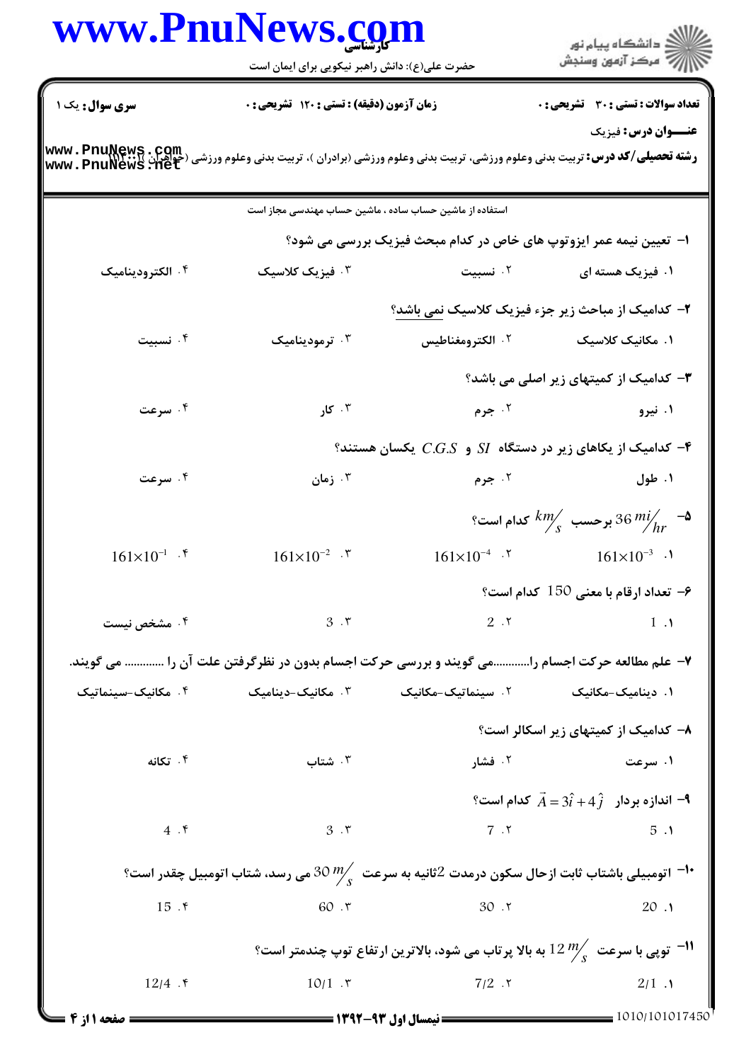**سری سوال:** یک ۱

**زمان آزمون (دقیقه) : تستی : ۱۲۰ تشریحی : ۰**

**تعداد سوالات : تستی : ۳۰ تشریحی : ۰**

**عنـــوان درس:** فیزیک

**رشته تحصیلی/کد درس:** تربیت بدنی وعلوم ورزشی، تربیت بدنی وعلوم ورزشی (برادران )، تربیت بدنی وعلوم ورزشی (خواهران) ۱۱۱۲۰۰۱

استفاده از ماشین حساب ساده ، ماشین حساب مهندسی مجاز است

۱- تعیین نیمه عمر ایزوتوپ های خاص در کدام مبحث فیزیک بررسی می شود؟

۱. فیزیک هسته ای  ۲. نسبیت  ۳. فیزیک کلاسیک  ۴. الکترودینامیک

۲- کدامیک از مباحث زیر جزء فیزیک کلاسیک نمی باشد؟

۱. مکانیک کلاسیک  ۲. الکترومغناطیس  ۳. ترمودینامیک  ۴. نسبیت

۳- کدامیک از کمیتهای زیر اصلی می باشد؟

۱. نیرو  ۲. جرم  ۳. کار  ۴. سرعت

۴- کدامیک از یکاهای زیر در دستگاه $SI$ و $C.G.S$ یکسان هستند؟

۱. طول  ۲. جرم  ۳. زمان  ۴. سرعت

۵- $36\,{}^{mi}/_{hr}$ برحسب ${}^{km}/_{s}$ کدام است؟

۱. $161\times10^{-3}$  ۲. $161\times10^{-4}$  ۳. $161\times10^{-2}$  ۴. $161\times10^{-1}$

۶- تعداد ارقام با معنی 150 کدام است؟

۱. 1  ۲. 2  ۳. 3  ۴. مشخص نیست

۷- علم مطالعه حرکت اجسام را............می گویند و بررسی حرکت اجسام بدون در نظرگرفتن علت آن را ............ می گویند.

۱. دینامیک-مکانیک  ۲. سینماتیک-مکانیک  ۳. مکانیک-دینامیک  ۴. مکانیک-سینماتیک

۸- کدامیک از کمیتهای زیر اسکالر است؟

۱. سرعت  ۲. فشار  ۳. شتاب  ۴. تکانه

۹- اندازه بردار $\vec{A}=3\hat{i}+4\hat{j}$ کدام است؟

۱. 5  ۲. 7  ۳. 3  ۴. 4

۱۰- اتومبیلی باشتاب ثابت ازحال سکون درمدت 2ثانیه به سرعت $30\,{}^{m}/_{s}$ می رسد، شتاب اتومبیل چقدر است؟

۱. 20  ۲. 30  ۳. 60  ۴. 15

۱۱- توپی با سرعت $12\,{}^{m}/_{s}$ به بالا پرتاب می شود، بالاترین ارتفاع توپ چندمتر است؟

۱. 2/1  ۲. 7/2  ۳. 10/1  ۴. 12/4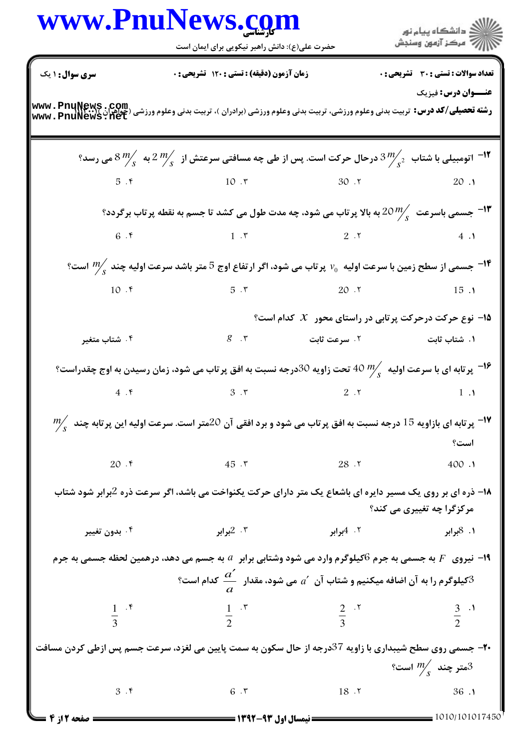۱۲- اتومبیلی با شتاب $3\,m/s^2$ درحال حرکت است. پس از طی چه مسافتی سرعتش از $2\,m/s$ به $8\,m/s$ می رسد؟

۱. 20  ۲. 30  ۳. 10  ۴. 5

۱۳- جسمی باسرعت $20\,m/s$ به بالا پرتاب می شود، چه مدت طول می کشد تا جسم به نقطه پرتاب برگردد؟

۱. 4  ۲. 2  ۳. 1  ۴. 6

۱۴- جسمی از سطح زمین با سرعت اولیه $v_0$ پرتاب می شود، اگر ارتفاع اوج 5 متر باشد سرعت اولیه چند $m/s$ است؟

۱. 15  ۲. 20  ۳. 5  ۴. 10

۱۵- نوع حرکت درحرکت پرتابی در راستای محور $x$ کدام است؟

۱. شتاب ثابت  ۲. سرعت ثابت  ۳. $g$  ۴. شتاب متغیر

۱۶- پرتابه ای با سرعت اولیه $40\,m/s$ تحت زاویه 30درجه نسبت به افق پرتاب می شود، زمان رسیدن به اوج چقدراست؟

۱. 1  ۲. 2  ۳. 3  ۴. 4

۱۷- پرتابه ای بازاویه 15 درجه نسبت به افق پرتاب می شود و برد افقی آن 20متر است. سرعت اولیه این پرتابه چند $m/s$ است؟

۱. 400  ۲. 28  ۳. 45  ۴. 20

۱۸- ذره ای بر روی یک مسیر دایره ای باشعاع یک متر دارای حرکت یکنواخت می باشد، اگر سرعت ذره 2برابر شود شتاب مرکزگرا چه تغییری می کند؟

۱. 8برابر  ۲. 4برابر  ۳. 2برابر  ۴. بدون تغییر

۱۹- نیروی $F$ به جسمی به جرم 6کیلوگرم وارد می شود وشتابی برابر $a$ به جسم می دهد، درهمین لحظه جسمی به جرم 3کیلوگرم را به آن اضافه میکنیم و شتاب آن $a'$ می شود، مقدار $\frac{a'}{a}$ کدام است؟

۱. $\frac{3}{2}$  ۲. $\frac{2}{3}$  ۳. $\frac{1}{2}$  ۴. $\frac{1}{3}$

۲۰- جسمی روی سطح شیبداری با زاویه 37درجه از حال سکون به سمت پایین می لغزد، سرعت جسم پس ازطی کردن مسافت 3متر چند $m/s$ است؟

۱. 36  ۲. 18  ۳. 6  ۴. 3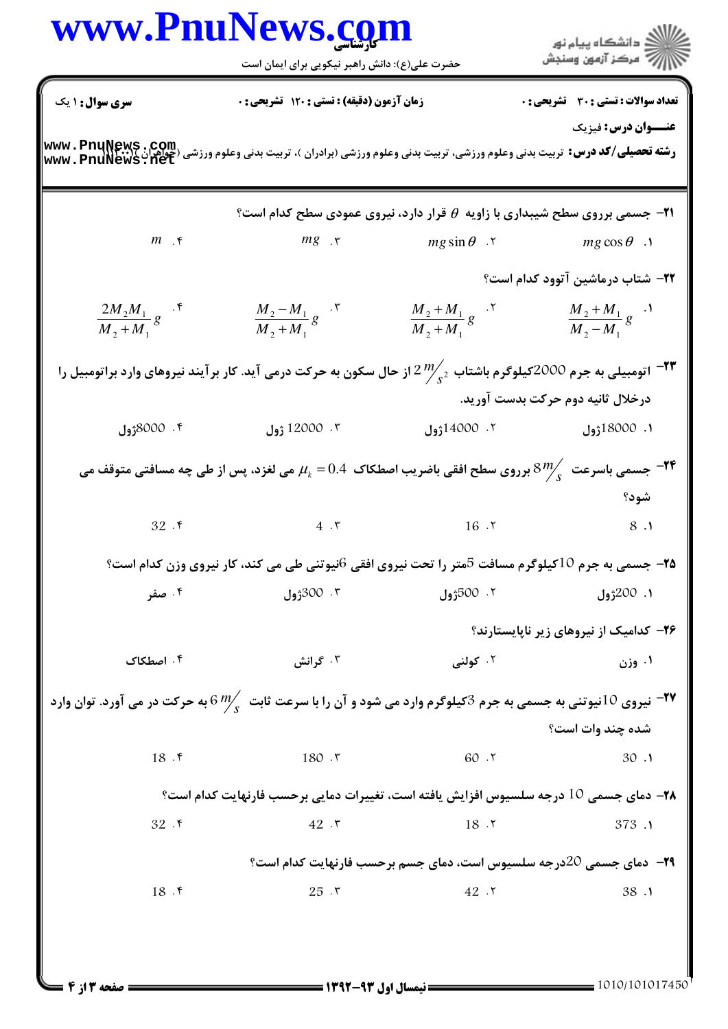**سری سوال:** ۱ یک | **زمان آزمون (دقیقه) : تستی :** ۱۲۰ **تشریحی :** ۰ | **تعداد سوالات : تستی :** ۳۰ **تشریحی :** ۰

**عنـــوان درس:** فیزیک

**رشته تحصیلی/کد درس:** تربیت بدنی وعلوم ورزشی، تربیت بدنی وعلوم ورزشی (برادران )، تربیت بدنی وعلوم ورزشی (خواهران) ۱۱۱۴۰۰۱

---

۲۱- جسمی برروی سطح شیبداری با زاویه $\theta$ قرار دارد، نیروی عمودی سطح کدام است؟

۱. $mg\cos\theta$ ۲. $mg\sin\theta$ ۳. $mg$ ۴. $m$

۲۲- شتاب درماشین آتوود کدام است؟

۱. $\frac{M_2+M_1}{M_2-M_1}g$ ۲. $\frac{M_2+M_1}{M_2+M_1}g$ ۳. $\frac{M_2-M_1}{M_2+M_1}g$ ۴. $\frac{2M_2M_1}{M_2+M_1}g$

۲۳- اتومبیلی به جرم 2000کیلوگرم باشتاب $2\,m/s^2$ از حال سکون به حرکت درمی آید. کار برآیند نیروهای وارد براتومبیل را درخلال ثانیه دوم حرکت بدست آورید.

۱. 18000ژول ۲. 14000ژول ۳. 12000 ژول ۴. 8000ژول

۲۴- جسمی باسرعت $8\,m/s$ برروی سطح افقی باضریب اصطکاک $\mu_k = 0.4$ می لغزد، پس از طی چه مسافتی متوقف می شود؟

۱. 8 ۲. 16 ۳. 4 ۴. 32

۲۵- جسمی به جرم 10کیلوگرم مسافت 5متر را تحت نیروی افقی 6نیوتنی طی می کند، کار نیروی وزن کدام است؟

۱. 200ژول ۲. 500ژول ۳. 300ژول ۴. صفر

۲۶- کدامیک از نیروهای زیر ناپایستارند؟

۱. وزن ۲. کولنی ۳. گرانش ۴. اصطکاک

۲۷- نیروی 10نیوتنی به جسمی به جرم 3کیلوگرم وارد می شود و آن را با سرعت ثابت $6\,m/s$ به حرکت در می آورد. توان وارد شده چند وات است؟

۱. 30 ۲. 60 ۳. 180 ۴. 18

۲۸- دمای جسمی 10 درجه سلسیوس افزایش یافته است، تغییرات دمایی برحسب فارنهایت کدام است؟

۱. 373 ۲. 18 ۳. 42 ۴. 32

۲۹- دمای جسمی 20درجه سلسیوس است، دمای جسم برحسب فارنهایت کدام است؟

۱. 38 ۲. 42 ۳. 25 ۴. 18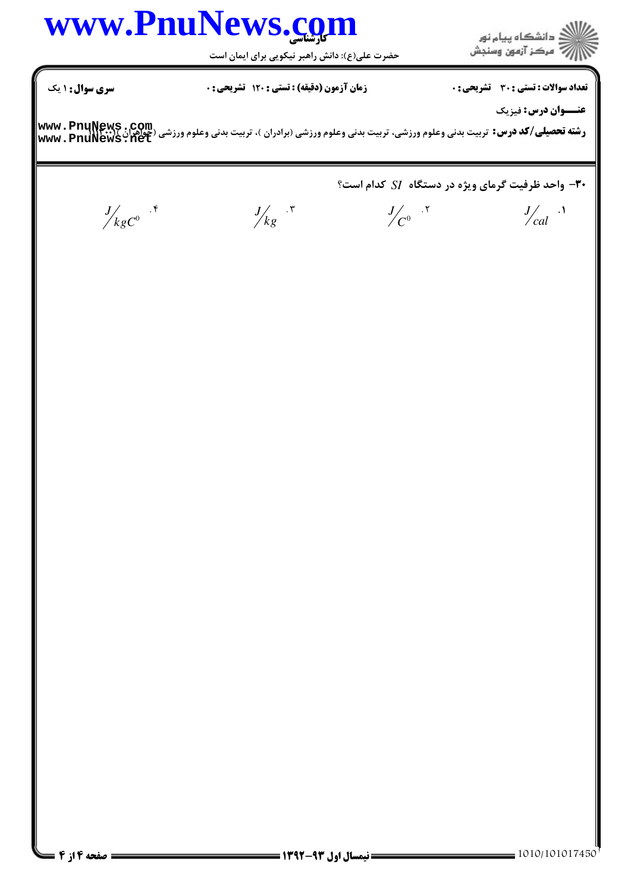**سری سوال:** ۱ یک | **زمان آزمون (دقیقه) : تستی :** ۱۲۰ **تشریحی :** ۰ | **تعداد سوالات : تستی :** ۳۰ **تشریحی :** ۰

**عنـــوان درس:** فیزیک

**رشته تحصیلی/کد درس:** تربیت بدنی وعلوم ورزشی، تربیت بدنی وعلوم ورزشی (برادران )، تربیت بدنی وعلوم ورزشی (خواهران )۱۱۱۴۰۰۱

**۳۰- واحد ظرفیت گرمای ویژه در دستگاه $SI$ کدام است؟**

۱. $J/cal$

۲. $J/C^0$

۳. $J/kg$

۴. $J/kgC^0$